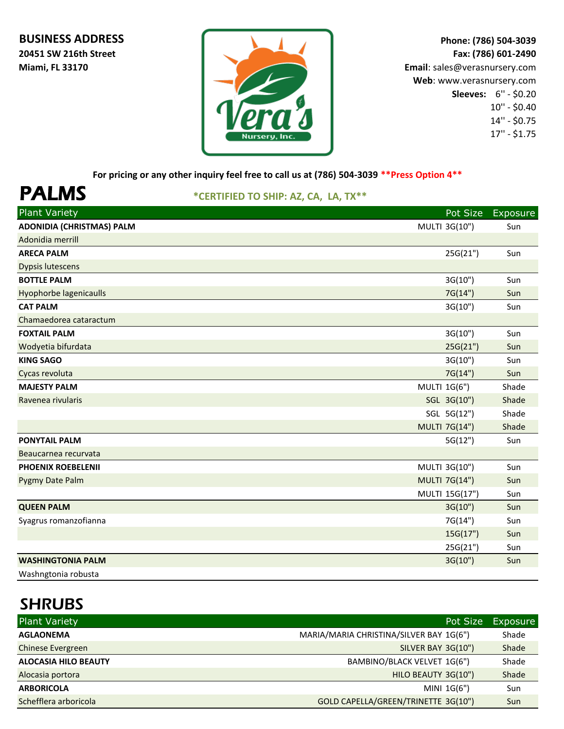**BUSINESS ADDRESS**
**20451 SW 216th Street**
**Miami, FL 33170**

**Phone: (786) 504-3039**
**Fax: (786) 601-2490**
**Email**: sales@verasnursery.com
**Web**: www.verasnursery.com
**Sleeves:** 6'' - $0.20
10'' - $0.40
14'' - $0.75
17'' - $1.75

**For pricing or any other inquiry feel free to call us at (786) 504-3039 **Press Option 4****

# PALMS

***CERTIFIED TO SHIP: AZ, CA, LA, TX****

| Plant Variety | | Pot Size | Exposure |
|---|---|---|---|
| **ADONIDIA (CHRISTMAS) PALM** | MULTI | 3G(10") | Sun |
| Adonidia merrill | | | |
| **ARECA PALM** | | 25G(21") | Sun |
| Dypsis lutescens | | | |
| **BOTTLE PALM** | | 3G(10") | Sun |
| Hyophorbe lagenicaulls | | 7G(14") | Sun |
| **CAT PALM** | | 3G(10") | Sun |
| Chamaedorea cataractum | | | |
| **FOXTAIL PALM** | | 3G(10") | Sun |
| Wodyetia bifurdata | | 25G(21") | Sun |
| **KING SAGO** | | 3G(10") | Sun |
| Cycas revoluta | | 7G(14") | Sun |
| **MAJESTY PALM** | MULTI | 1G(6") | Shade |
| Ravenea rivularis | SGL | 3G(10") | Shade |
| | SGL | 5G(12") | Shade |
| | MULTI | 7G(14") | Shade |
| **PONYTAIL PALM** | | 5G(12") | Sun |
| Beaucarnea recurvata | | | |
| **PHOENIX ROEBELENII** | MULTI | 3G(10") | Sun |
| Pygmy Date Palm | MULTI | 7G(14") | Sun |
| | MULTI | 15G(17") | Sun |
| **QUEEN PALM** | | 3G(10") | Sun |
| Syagrus romanzofianna | | 7G(14") | Sun |
| | | 15G(17") | Sun |
| | | 25G(21") | Sun |
| **WASHINGTONIA PALM** | | 3G(10") | Sun |
| Washngtonia robusta | | | |

# SHRUBS

| Plant Variety | | Pot Size | Exposure |
|---|---|---|---|
| **AGLAONEMA** | MARIA/MARIA CHRISTINA/SILVER BAY | 1G(6") | Shade |
| Chinese Evergreen | SILVER BAY | 3G(10") | Shade |
| **ALOCASIA HILO BEAUTY** | BAMBINO/BLACK VELVET | 1G(6") | Shade |
| Alocasia portora | HILO BEAUTY | 3G(10") | Shade |
| **ARBORICOLA** | MINI | 1G(6") | Sun |
| Schefflera arboricola | GOLD CAPELLA/GREEN/TRINETTE | 3G(10") | Sun |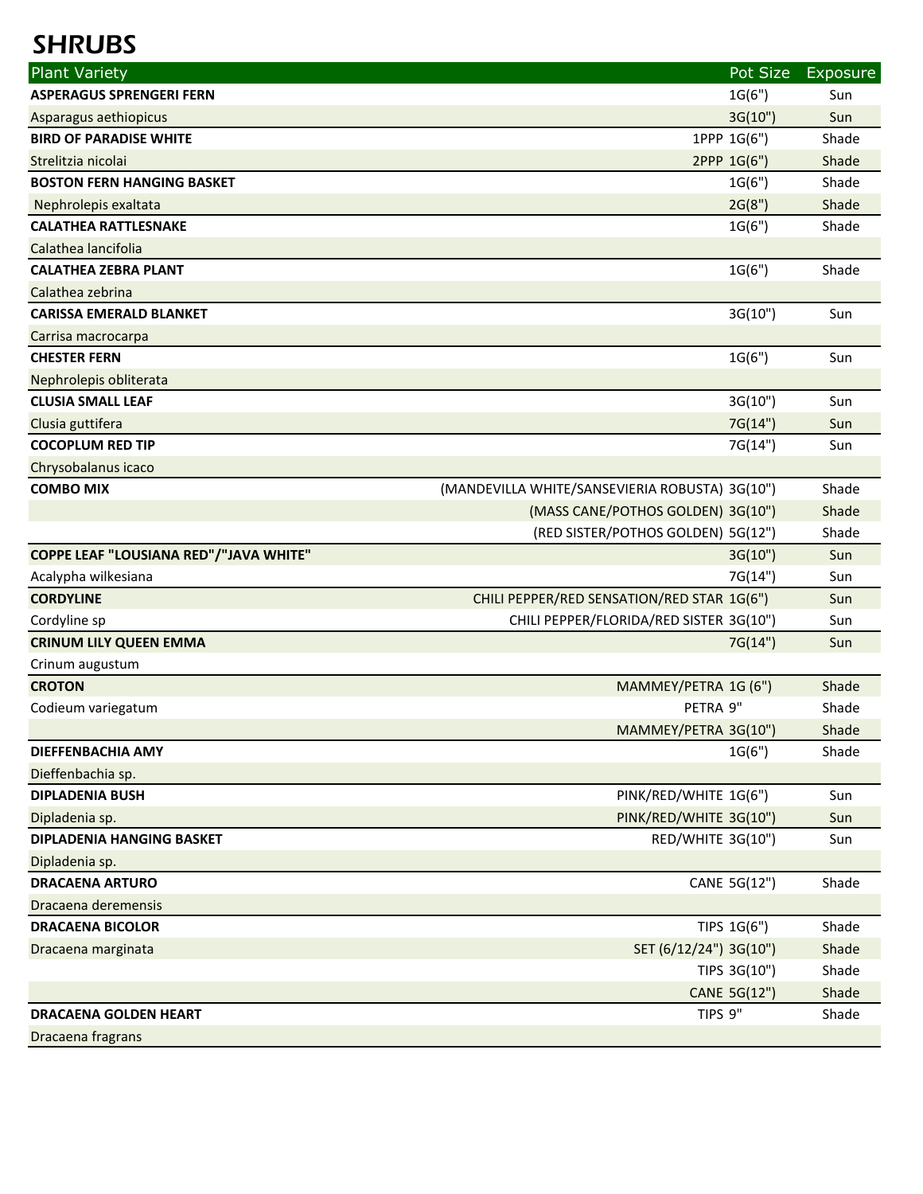# SHRUBS

| Plant Variety | | Pot Size | Exposure |
|---|---|---|---|
| **ASPERAGUS SPRENGERI FERN** | | 1G(6") | Sun |
| Asparagus aethiopicus | | 3G(10") | Sun |
| **BIRD OF PARADISE WHITE** | 1PPP | 1G(6") | Shade |
| Strelitzia nicolai | 2PPP | 1G(6") | Shade |
| **BOSTON FERN HANGING BASKET** | | 1G(6") | Shade |
| Nephrolepis exaltata | | 2G(8") | Shade |
| **CALATHEA RATTLESNAKE** | | 1G(6") | Shade |
| Calathea lancifolia | | | |
| **CALATHEA ZEBRA PLANT** | | 1G(6") | Shade |
| Calathea zebrina | | | |
| **CARISSA EMERALD BLANKET** | | 3G(10") | Sun |
| Carrisa macrocarpa | | | |
| **CHESTER FERN** | | 1G(6") | Sun |
| Nephrolepis obliterata | | | |
| **CLUSIA SMALL LEAF** | | 3G(10") | Sun |
| Clusia guttifera | | 7G(14") | Sun |
| **COCOPLUM RED TIP** | | 7G(14") | Sun |
| Chrysobalanus icaco | | | |
| **COMBO MIX** | (MANDEVILLA WHITE/SANSEVIERIA ROBUSTA) | 3G(10") | Shade |
| | (MASS CANE/POTHOS GOLDEN) | 3G(10") | Shade |
| | (RED SISTER/POTHOS GOLDEN) | 5G(12") | Shade |
| **COPPE LEAF "LOUSIANA RED"/"JAVA WHITE"** | | 3G(10") | Sun |
| Acalypha wilkesiana | | 7G(14") | Sun |
| **CORDYLINE** | CHILI PEPPER/RED SENSATION/RED STAR | 1G(6") | Sun |
| Cordyline sp | CHILI PEPPER/FLORIDA/RED SISTER | 3G(10") | Sun |
| **CRINUM LILY QUEEN EMMA** | | 7G(14") | Sun |
| Crinum augustum | | | |
| **CROTON** | MAMMEY/PETRA | 1G (6") | Shade |
| Codieum variegatum | PETRA | 9" | Shade |
| | MAMMEY/PETRA | 3G(10") | Shade |
| **DIEFFENBACHIA AMY** | | 1G(6") | Shade |
| Dieffenbachia sp. | | | |
| **DIPLADENIA BUSH** | PINK/RED/WHITE | 1G(6") | Sun |
| Dipladenia sp. | PINK/RED/WHITE | 3G(10") | Sun |
| **DIPLADENIA HANGING BASKET** | RED/WHITE | 3G(10") | Sun |
| Dipladenia sp. | | | |
| **DRACAENA ARTURO** | CANE | 5G(12") | Shade |
| Dracaena deremensis | | | |
| **DRACAENA BICOLOR** | TIPS | 1G(6") | Shade |
| Dracaena marginata | SET (6/12/24") | 3G(10") | Shade |
| | TIPS | 3G(10") | Shade |
| | CANE | 5G(12") | Shade |
| **DRACAENA GOLDEN HEART** | TIPS | 9" | Shade |
| Dracaena fragrans | | | |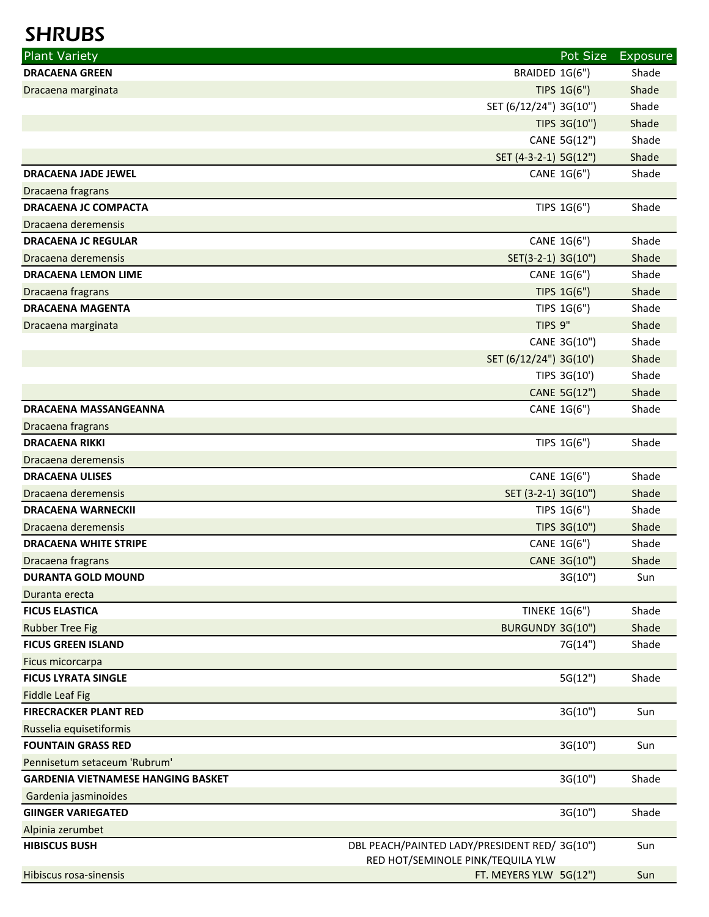# SHRUBS

| Plant Variety | | Pot Size | Exposure |
|---|---|---|---|
| **DRACAENA GREEN** | BRAIDED | 1G(6") | Shade |
| Dracaena marginata | TIPS | 1G(6") | Shade |
| | SET (6/12/24") | 3G(10'') | Shade |
| | TIPS | 3G(10'') | Shade |
| | CANE | 5G(12") | Shade |
| | SET (4-3-2-1) | 5G(12") | Shade |
| **DRACAENA JADE JEWEL** | CANE | 1G(6") | Shade |
| Dracaena fragrans | | | |
| **DRACAENA JC COMPACTA** | TIPS | 1G(6") | Shade |
| Dracaena deremensis | | | |
| **DRACAENA JC REGULAR** | CANE | 1G(6") | Shade |
| Dracaena deremensis | SET(3-2-1) | 3G(10") | Shade |
| **DRACAENA LEMON LIME** | CANE | 1G(6") | Shade |
| Dracaena fragrans | TIPS | 1G(6") | Shade |
| **DRACAENA MAGENTA** | TIPS | 1G(6") | Shade |
| Dracaena marginata | TIPS | 9" | Shade |
| | CANE | 3G(10") | Shade |
| | SET (6/12/24") | 3G(10') | Shade |
| | TIPS | 3G(10') | Shade |
| | CANE | 5G(12") | Shade |
| **DRACAENA MASSANGEANNA** | CANE | 1G(6") | Shade |
| Dracaena fragrans | | | |
| **DRACAENA RIKKI** | TIPS | 1G(6") | Shade |
| Dracaena deremensis | | | |
| **DRACAENA ULISES** | CANE | 1G(6") | Shade |
| Dracaena deremensis | SET (3-2-1) | 3G(10") | Shade |
| **DRACAENA WARNECKII** | TIPS | 1G(6") | Shade |
| Dracaena deremensis | TIPS | 3G(10") | Shade |
| **DRACAENA WHITE STRIPE** | CANE | 1G(6") | Shade |
| Dracaena fragrans | CANE | 3G(10") | Shade |
| **DURANTA GOLD MOUND** | | 3G(10") | Sun |
| Duranta erecta | | | |
| **FICUS ELASTICA** | TINEKE | 1G(6") | Shade |
| Rubber Tree Fig | BURGUNDY | 3G(10") | Shade |
| **FICUS GREEN ISLAND** | | 7G(14") | Shade |
| Ficus micorcarpa | | | |
| **FICUS LYRATA SINGLE** | | 5G(12") | Shade |
| Fiddle Leaf Fig | | | |
| **FIRECRACKER PLANT RED** | | 3G(10") | Sun |
| Russelia equisetiformis | | | |
| **FOUNTAIN GRASS RED** | | 3G(10") | Sun |
| Pennisetum setaceum 'Rubrum' | | | |
| **GARDENIA VIETNAMESE HANGING BASKET** | | 3G(10") | Shade |
| Gardenia jasminoides | | | |
| **GIINGER VARIEGATED** | | 3G(10") | Shade |
| Alpinia zerumbet | | | |
| **HIBISCUS BUSH** | DBL PEACH/PAINTED LADY/PRESIDENT RED/ RED HOT/SEMINOLE PINK/TEQUILA YLW | 3G(10") | Sun |
| Hibiscus rosa-sinensis | FT. MEYERS YLW | 5G(12") | Sun |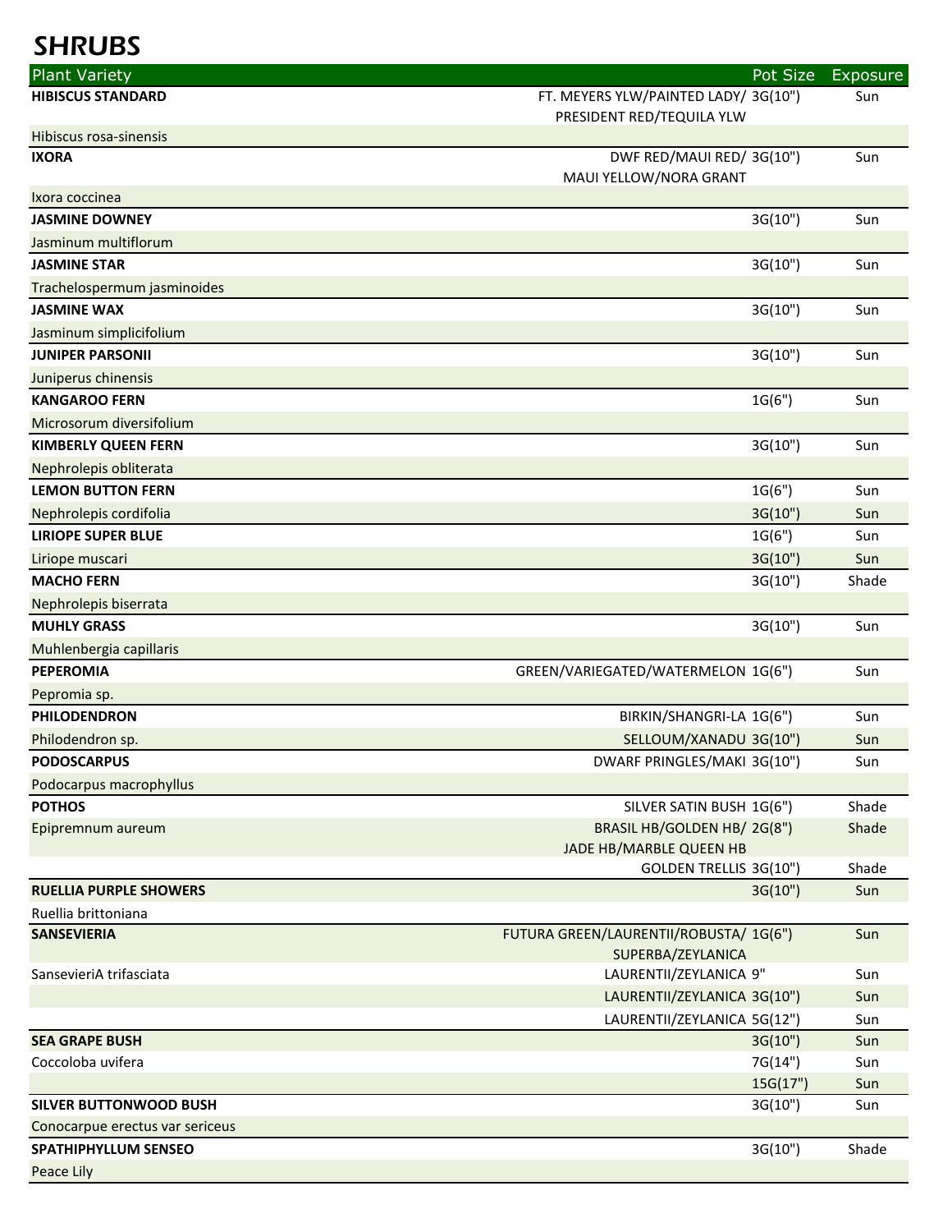# SHRUBS

| Plant Variety | | Pot Size | Exposure |
|---|---|---|---|
| **HIBISCUS STANDARD** | FT. MEYERS YLW/PAINTED LADY/ PRESIDENT RED/TEQUILA YLW | 3G(10") | Sun |
| Hibiscus rosa-sinensis | | | |
| **IXORA** | DWF RED/MAUI RED/ MAUI YELLOW/NORA GRANT | 3G(10") | Sun |
| Ixora coccinea | | | |
| **JASMINE DOWNEY** | | 3G(10") | Sun |
| Jasminum multiflorum | | | |
| **JASMINE STAR** | | 3G(10") | Sun |
| Trachelospermum jasminoides | | | |
| **JASMINE WAX** | | 3G(10") | Sun |
| Jasminum simplicifolium | | | |
| **JUNIPER PARSONII** | | 3G(10") | Sun |
| Juniperus chinensis | | | |
| **KANGAROO FERN** | | 1G(6") | Sun |
| Microsorum diversifolium | | | |
| **KIMBERLY QUEEN FERN** | | 3G(10") | Sun |
| Nephrolepis obliterata | | | |
| **LEMON BUTTON FERN** | | 1G(6") | Sun |
| Nephrolepis cordifolia | | 3G(10") | Sun |
| **LIRIOPE SUPER BLUE** | | 1G(6") | Sun |
| Liriope muscari | | 3G(10") | Sun |
| **MACHO FERN** | | 3G(10") | Shade |
| Nephrolepis biserrata | | | |
| **MUHLY GRASS** | | 3G(10") | Sun |
| Muhlenbergia capillaris | | | |
| **PEPEROMIA** | GREEN/VARIEGATED/WATERMELON | 1G(6") | Sun |
| Pepromia sp. | | | |
| **PHILODENDRON** | BIRKIN/SHANGRI-LA | 1G(6") | Sun |
| Philodendron sp. | SELLOUM/XANADU | 3G(10") | Sun |
| **PODOSCARPUS** | DWARF PRINGLES/MAKI | 3G(10") | Sun |
| Podocarpus macrophyllus | | | |
| **POTHOS** | SILVER SATIN BUSH | 1G(6") | Shade |
| Epipremnum aureum | BRASIL HB/GOLDEN HB/ JADE HB/MARBLE QUEEN HB | 2G(8") | Shade |
| | GOLDEN TRELLIS | 3G(10") | Shade |
| **RUELLIA PURPLE SHOWERS** | | 3G(10") | Sun |
| Ruellia brittoniana | | | |
| **SANSEVIERIA** | FUTURA GREEN/LAURENTII/ROBUSTA/ SUPERBA/ZEYLANICA | 1G(6") | Sun |
| SansevieriA trifasciata | LAURENTII/ZEYLANICA | 9" | Sun |
| | LAURENTII/ZEYLANICA | 3G(10") | Sun |
| | LAURENTII/ZEYLANICA | 5G(12") | Sun |
| **SEA GRAPE BUSH** | | 3G(10") | Sun |
| Coccoloba uvifera | | 7G(14") | Sun |
| | | 15G(17") | Sun |
| **SILVER BUTTONWOOD BUSH** | | 3G(10") | Sun |
| Conocarpue erectus var sericeus | | | |
| **SPATHIPHYLLUM SENSEO** | | 3G(10") | Shade |
| Peace Lily | | | |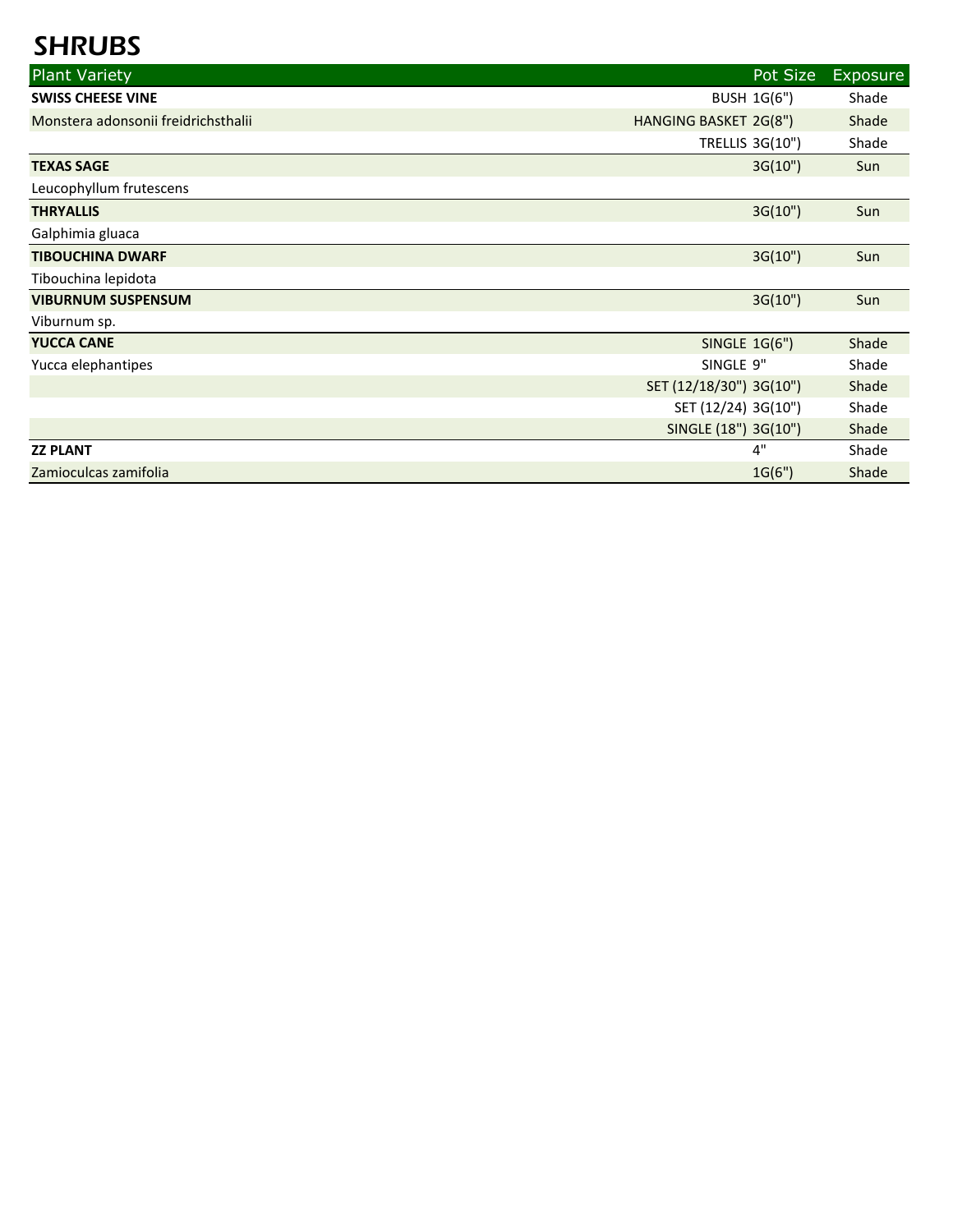# SHRUBS

| Plant Variety | | Pot Size | Exposure |
|---|---|---|---|
| **SWISS CHEESE VINE** | BUSH | 1G(6") | Shade |
| Monstera adonsonii freidrichsthalii | HANGING BASKET | 2G(8") | Shade |
| | TRELLIS | 3G(10") | Shade |
| **TEXAS SAGE** | | 3G(10") | Sun |
| Leucophyllum frutescens | | | |
| **THRYALLIS** | | 3G(10") | Sun |
| Galphimia gluaca | | | |
| **TIBOUCHINA DWARF** | | 3G(10") | Sun |
| Tibouchina lepidota | | | |
| **VIBURNUM SUSPENSUM** | | 3G(10") | Sun |
| Viburnum sp. | | | |
| **YUCCA CANE** | SINGLE | 1G(6") | Shade |
| Yucca elephantipes | SINGLE | 9" | Shade |
| | SET (12/18/30") | 3G(10") | Shade |
| | SET (12/24) | 3G(10") | Shade |
| | SINGLE (18") | 3G(10") | Shade |
| **ZZ PLANT** | | 4" | Shade |
| Zamioculcas zamifolia | | 1G(6") | Shade |